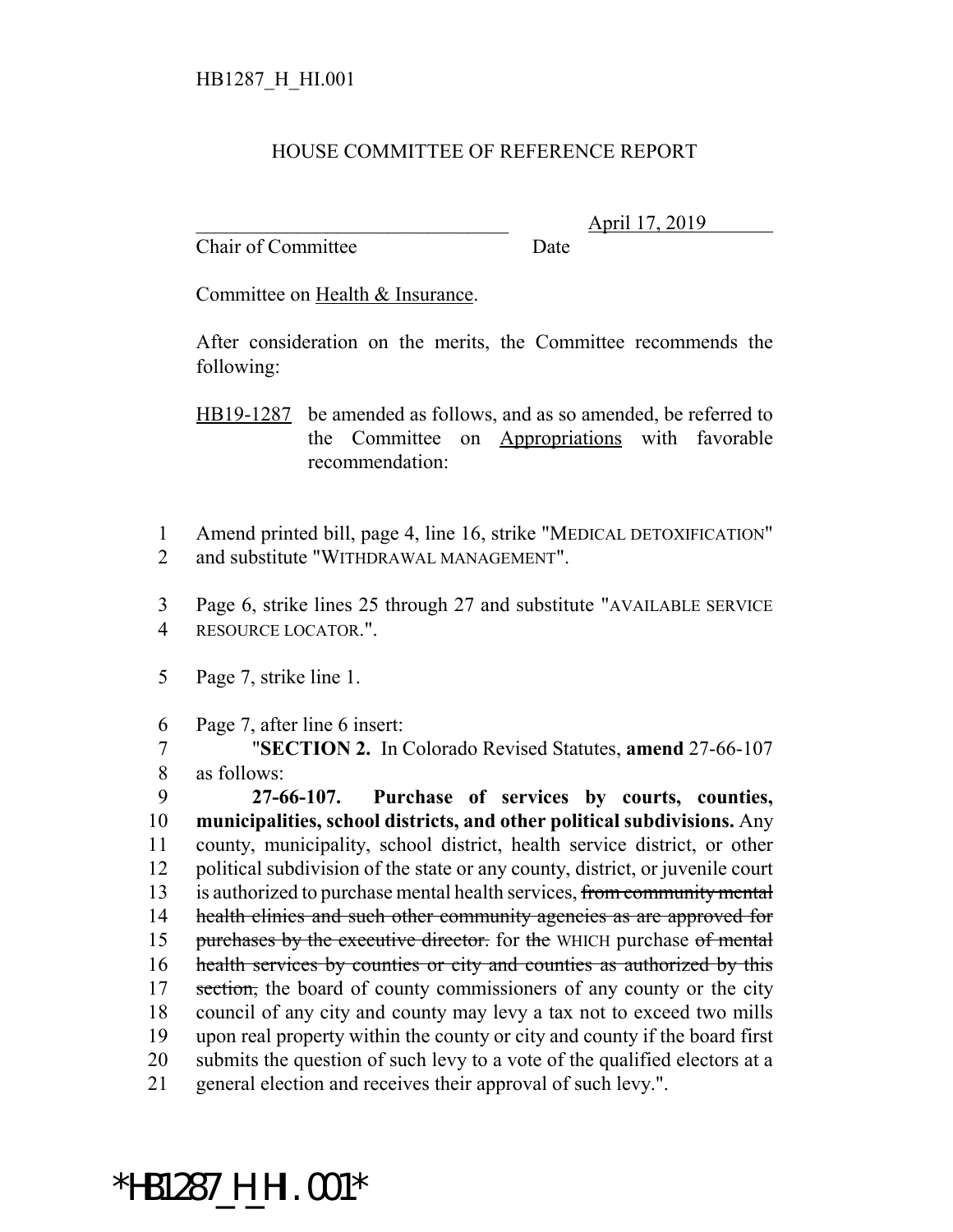HB1287_H_HI.001

# HOUSE COMMITTEE OF REFERENCE REPORT

_______________________________ April 17, 2019
Chair of Committee Date

Committee on Health & Insurance.

After consideration on the merits, the Committee recommends the following:

HB19-1287 be amended as follows, and as so amended, be referred to the Committee on Appropriations with favorable recommendation:

1 Amend printed bill, page 4, line 16, strike "MEDICAL DETOXIFICATION"
2 and substitute "WITHDRAWAL MANAGEMENT".

3 Page 6, strike lines 25 through 27 and substitute "AVAILABLE SERVICE
4 RESOURCE LOCATOR.".

5 Page 7, strike line 1.

6 Page 7, after line 6 insert:
7 "**SECTION 2.** In Colorado Revised Statutes, **amend** 27-66-107
8 as follows:
9 **27-66-107. Purchase of services by courts, counties,**
10 **municipalities, school districts, and other political subdivisions.** Any
11 county, municipality, school district, health service district, or other
12 political subdivision of the state or any county, district, or juvenile court
13 is authorized to purchase mental health services, ~~from community mental~~
14 ~~health clinics and such other community agencies as are approved for~~
15 ~~purchases by the executive director.~~ for ~~the~~ WHICH purchase ~~of mental~~
16 ~~health services by counties or city and counties as authorized by this~~
17 ~~section,~~ the board of county commissioners of any county or the city
18 council of any city and county may levy a tax not to exceed two mills
19 upon real property within the county or city and county if the board first
20 submits the question of such levy to a vote of the qualified electors at a
21 general election and receives their approval of such levy.".

*HB1287_H_HI.001*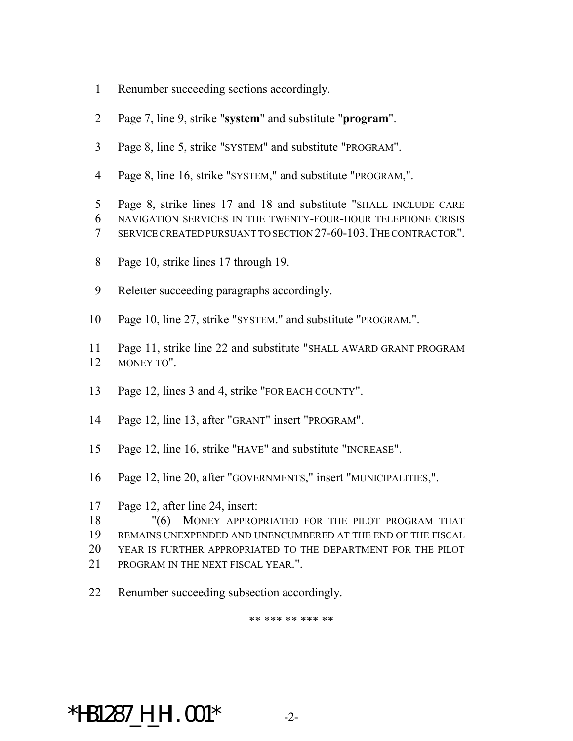Renumber succeeding sections accordingly.

Page 7, line 9, strike "**system**" and substitute "**program**".

Page 8, line 5, strike "SYSTEM" and substitute "PROGRAM".

Page 8, line 16, strike "SYSTEM," and substitute "PROGRAM,".

Page 8, strike lines 17 and 18 and substitute "SHALL INCLUDE CARE NAVIGATION SERVICES IN THE TWENTY-FOUR-HOUR TELEPHONE CRISIS SERVICE CREATED PURSUANT TO SECTION 27-60-103. THE CONTRACTOR".

Page 10, strike lines 17 through 19.

Reletter succeeding paragraphs accordingly.

Page 10, line 27, strike "SYSTEM." and substitute "PROGRAM.".

Page 11, strike line 22 and substitute "SHALL AWARD GRANT PROGRAM MONEY TO".

Page 12, lines 3 and 4, strike "FOR EACH COUNTY".

Page 12, line 13, after "GRANT" insert "PROGRAM".

Page 12, line 16, strike "HAVE" and substitute "INCREASE".

Page 12, line 20, after "GOVERNMENTS," insert "MUNICIPALITIES,".

Page 12, after line 24, insert:

"(6) MONEY APPROPRIATED FOR THE PILOT PROGRAM THAT REMAINS UNEXPENDED AND UNENCUMBERED AT THE END OF THE FISCAL YEAR IS FURTHER APPROPRIATED TO THE DEPARTMENT FOR THE PILOT PROGRAM IN THE NEXT FISCAL YEAR.".

Renumber succeeding subsection accordingly.

** *** ** *** **